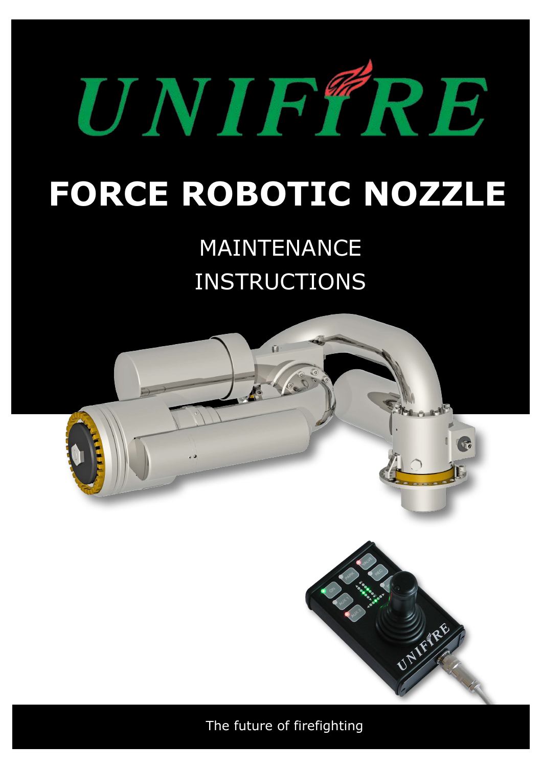# UNIFIRE

# FORCE ROBOTIC NOZZLE

## MAINTENANCE INSTRUCTIONS

The future of firefighting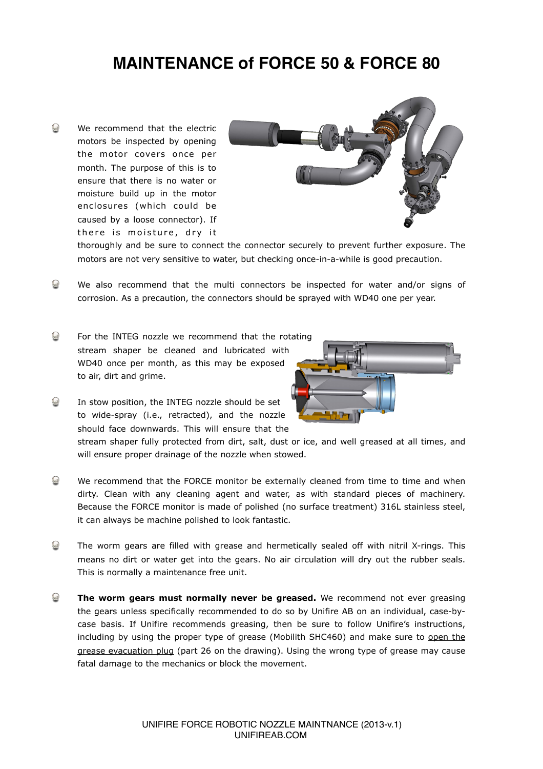# MAINTENANCE of FORCE 50 & FORCE 80

- We recommend that the electric motors be inspected by opening the motor covers once per month. The purpose of this is to ensure that there is no water or moisture build up in the motor enclosures (which could be caused by a loose connector). If there is moisture, dry it thoroughly and be sure to connect the connector securely to prevent further exposure. The motors are not very sensitive to water, but checking once-in-a-while is good precaution.

- We also recommend that the multi connectors be inspected for water and/or signs of corrosion. As a precaution, the connectors should be sprayed with WD40 one per year.

- For the INTEG nozzle we recommend that the rotating stream shaper be cleaned and lubricated with WD40 once per month, as this may be exposed to air, dirt and grime.

- In stow position, the INTEG nozzle should be set to wide-spray (i.e., retracted), and the nozzle should face downwards. This will ensure that the stream shaper fully protected from dirt, salt, dust or ice, and well greased at all times, and will ensure proper drainage of the nozzle when stowed.

- We recommend that the FORCE monitor be externally cleaned from time to time and when dirty. Clean with any cleaning agent and water, as with standard pieces of machinery. Because the FORCE monitor is made of polished (no surface treatment) 316L stainless steel, it can always be machine polished to look fantastic.

- The worm gears are filled with grease and hermetically sealed off with nitril X-rings. This means no dirt or water get into the gears. No air circulation will dry out the rubber seals. This is normally a maintenance free unit.

- **The worm gears must normally never be greased.** We recommend not ever greasing the gears unless specifically recommended to do so by Unifire AB on an individual, case-by-case basis. If Unifire recommends greasing, then be sure to follow Unifire's instructions, including by using the proper type of grease (Mobilith SHC460) and make sure to open the grease evacuation plug (part 26 on the drawing). Using the wrong type of grease may cause fatal damage to the mechanics or block the movement.